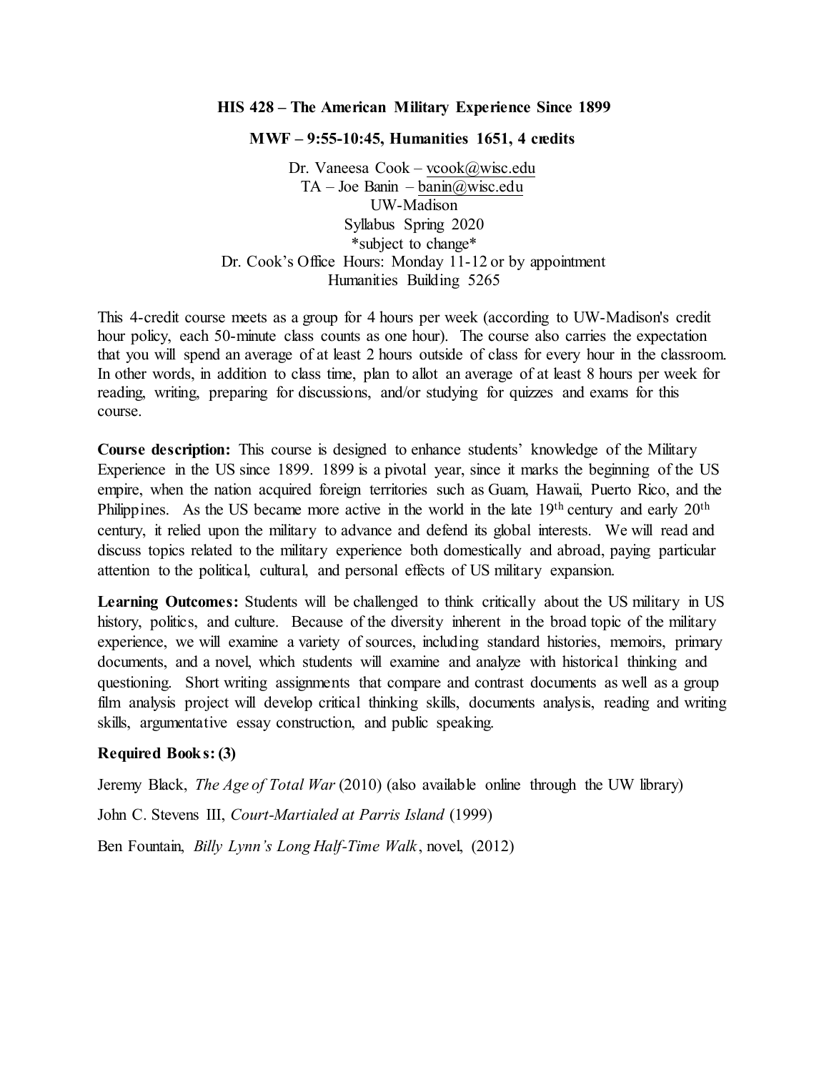**HIS 428 – The American Military Experience Since 1899**

**MWF – 9:55-10:45, Humanities 1651, 4 credits**

Dr. Vaneesa Cook – vcook@wisc.edu
TA – Joe Banin – banin@wisc.edu
UW-Madison
Syllabus Spring 2020
*subject to change*
Dr. Cook's Office Hours: Monday 11-12 or by appointment
Humanities Building 5265

This 4-credit course meets as a group for 4 hours per week (according to UW-Madison's credit hour policy, each 50-minute class counts as one hour). The course also carries the expectation that you will spend an average of at least 2 hours outside of class for every hour in the classroom. In other words, in addition to class time, plan to allot an average of at least 8 hours per week for reading, writing, preparing for discussions, and/or studying for quizzes and exams for this course.

**Course description:** This course is designed to enhance students' knowledge of the Military Experience in the US since 1899. 1899 is a pivotal year, since it marks the beginning of the US empire, when the nation acquired foreign territories such as Guam, Hawaii, Puerto Rico, and the Philippines. As the US became more active in the world in the late 19th century and early 20th century, it relied upon the military to advance and defend its global interests. We will read and discuss topics related to the military experience both domestically and abroad, paying particular attention to the political, cultural, and personal effects of US military expansion.

**Learning Outcomes:** Students will be challenged to think critically about the US military in US history, politics, and culture. Because of the diversity inherent in the broad topic of the military experience, we will examine a variety of sources, including standard histories, memoirs, primary documents, and a novel, which students will examine and analyze with historical thinking and questioning. Short writing assignments that compare and contrast documents as well as a group film analysis project will develop critical thinking skills, documents analysis, reading and writing skills, argumentative essay construction, and public speaking.

**Required Books: (3)**

Jeremy Black, *The Age of Total War* (2010) (also available online through the UW library)

John C. Stevens III, *Court-Martialed at Parris Island* (1999)

Ben Fountain, *Billy Lynn's Long Half-Time Walk*, novel, (2012)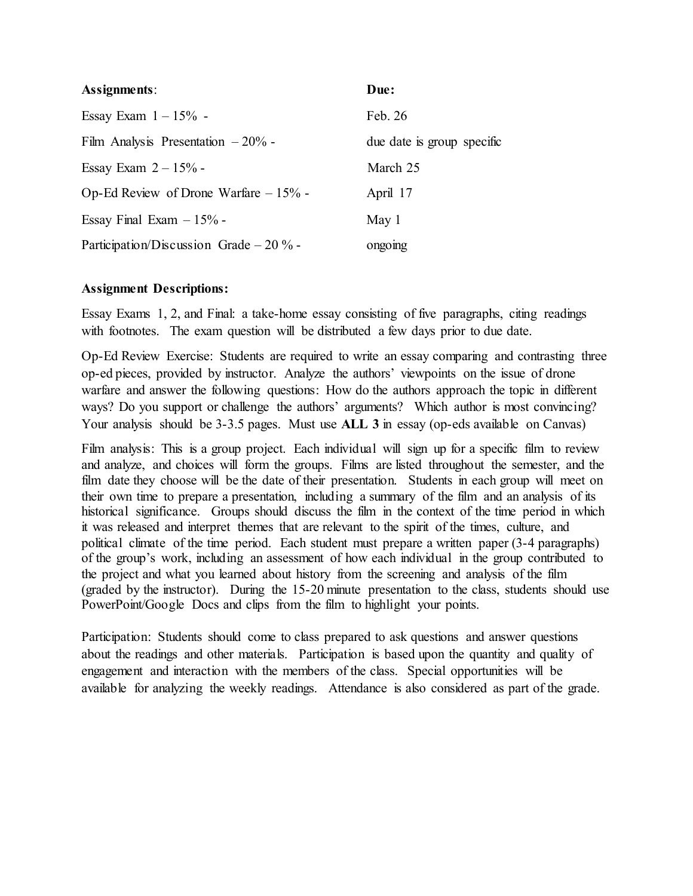| **Assignments**: | **Due:** |
| --- | --- |
| Essay Exam 1 – 15% - | Feb. 26 |
| Film Analysis Presentation – 20% - | due date is group specific |
| Essay Exam 2 – 15% - | March 25 |
| Op-Ed Review of Drone Warfare – 15% - | April 17 |
| Essay Final Exam – 15% - | May 1 |
| Participation/Discussion Grade – 20 % - | ongoing |

**Assignment Descriptions:**

Essay Exams 1, 2, and Final: a take-home essay consisting of five paragraphs, citing readings with footnotes. The exam question will be distributed a few days prior to due date.

Op-Ed Review Exercise: Students are required to write an essay comparing and contrasting three op-ed pieces, provided by instructor. Analyze the authors' viewpoints on the issue of drone warfare and answer the following questions: How do the authors approach the topic in different ways? Do you support or challenge the authors' arguments? Which author is most convincing? Your analysis should be 3-3.5 pages. Must use **ALL 3** in essay (op-eds available on Canvas)

Film analysis: This is a group project. Each individual will sign up for a specific film to review and analyze, and choices will form the groups. Films are listed throughout the semester, and the film date they choose will be the date of their presentation. Students in each group will meet on their own time to prepare a presentation, including a summary of the film and an analysis of its historical significance. Groups should discuss the film in the context of the time period in which it was released and interpret themes that are relevant to the spirit of the times, culture, and political climate of the time period. Each student must prepare a written paper (3-4 paragraphs) of the group's work, including an assessment of how each individual in the group contributed to the project and what you learned about history from the screening and analysis of the film (graded by the instructor). During the 15-20 minute presentation to the class, students should use PowerPoint/Google Docs and clips from the film to highlight your points.

Participation: Students should come to class prepared to ask questions and answer questions about the readings and other materials. Participation is based upon the quantity and quality of engagement and interaction with the members of the class. Special opportunities will be available for analyzing the weekly readings. Attendance is also considered as part of the grade.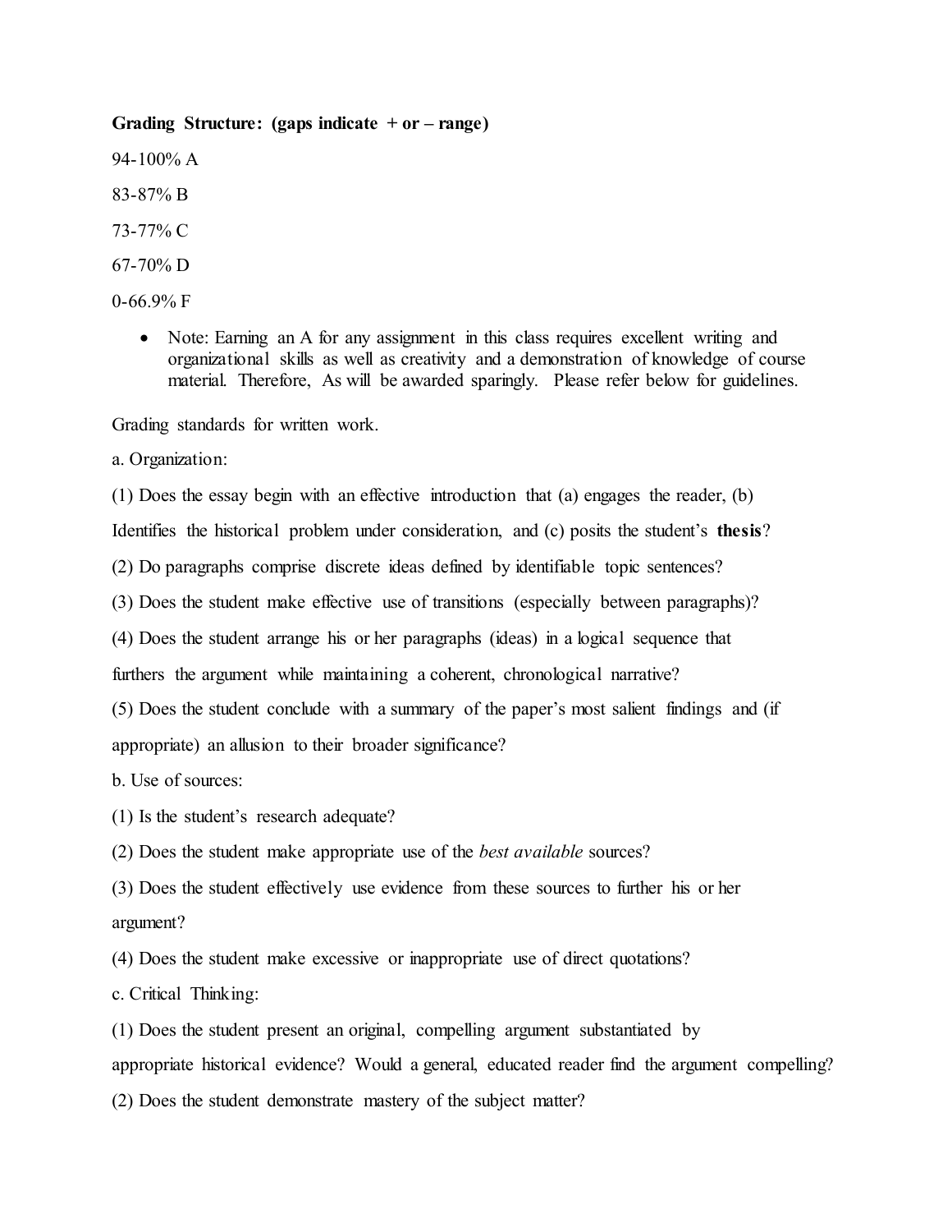**Grading Structure: (gaps indicate + or – range)**

94-100% A

83-87% B

73-77% C

67-70% D

0-66.9% F

- Note: Earning an A for any assignment in this class requires excellent writing and organizational skills as well as creativity and a demonstration of knowledge of course material. Therefore, As will be awarded sparingly. Please refer below for guidelines.

Grading standards for written work.

a. Organization:

(1) Does the essay begin with an effective introduction that (a) engages the reader, (b) Identifies the historical problem under consideration, and (c) posits the student's **thesis**?

(2) Do paragraphs comprise discrete ideas defined by identifiable topic sentences?

(3) Does the student make effective use of transitions (especially between paragraphs)?

(4) Does the student arrange his or her paragraphs (ideas) in a logical sequence that furthers the argument while maintaining a coherent, chronological narrative?

(5) Does the student conclude with a summary of the paper's most salient findings and (if appropriate) an allusion to their broader significance?

b. Use of sources:

(1) Is the student's research adequate?

(2) Does the student make appropriate use of the *best available* sources?

(3) Does the student effectively use evidence from these sources to further his or her argument?

(4) Does the student make excessive or inappropriate use of direct quotations?

c. Critical Thinking:

(1) Does the student present an original, compelling argument substantiated by appropriate historical evidence? Would a general, educated reader find the argument compelling?

(2) Does the student demonstrate mastery of the subject matter?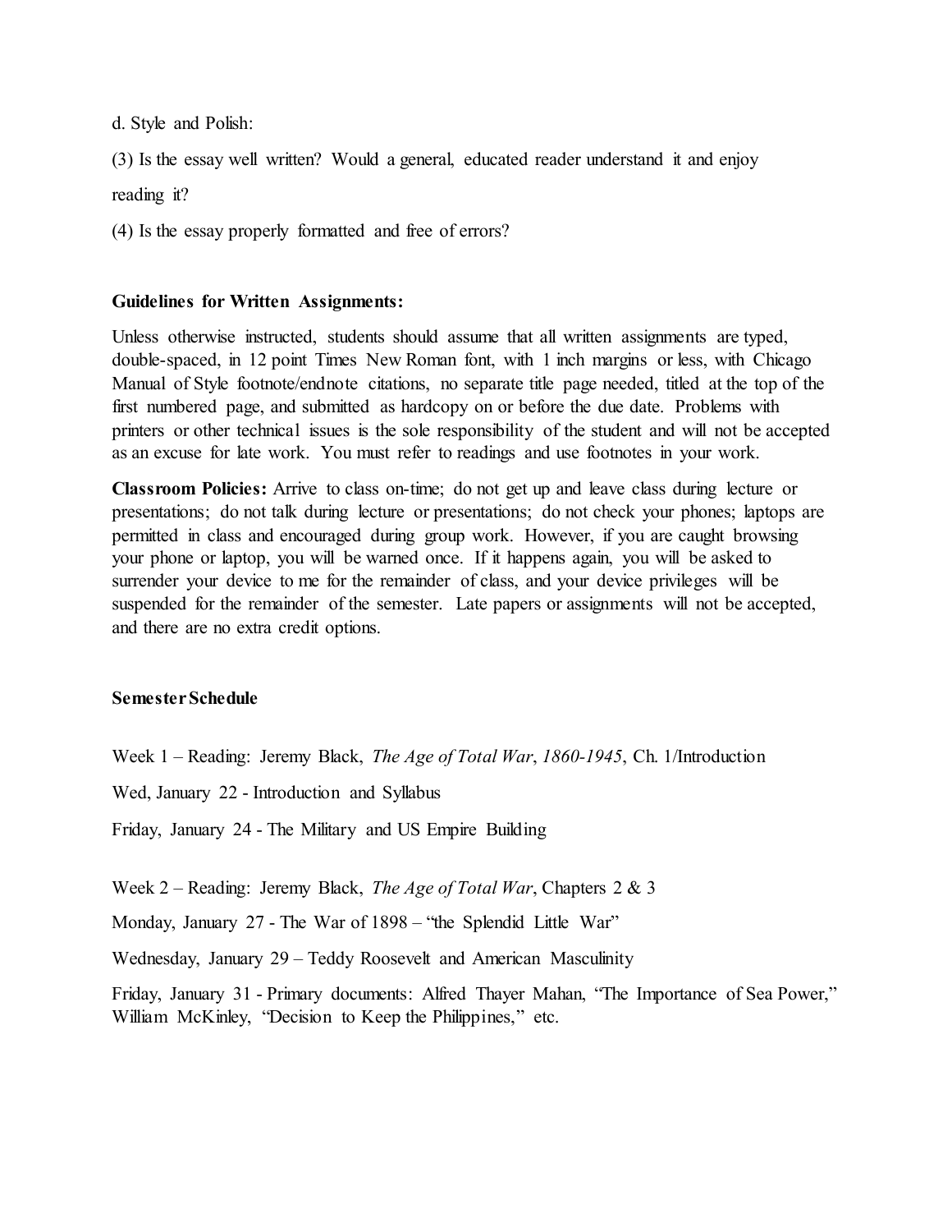d. Style and Polish:

(3) Is the essay well written? Would a general, educated reader understand it and enjoy reading it?

(4) Is the essay properly formatted and free of errors?

**Guidelines for Written Assignments:**

Unless otherwise instructed, students should assume that all written assignments are typed, double-spaced, in 12 point Times New Roman font, with 1 inch margins or less, with Chicago Manual of Style footnote/endnote citations, no separate title page needed, titled at the top of the first numbered page, and submitted as hardcopy on or before the due date. Problems with printers or other technical issues is the sole responsibility of the student and will not be accepted as an excuse for late work. You must refer to readings and use footnotes in your work.

**Classroom Policies:** Arrive to class on-time; do not get up and leave class during lecture or presentations; do not talk during lecture or presentations; do not check your phones; laptops are permitted in class and encouraged during group work. However, if you are caught browsing your phone or laptop, you will be warned once. If it happens again, you will be asked to surrender your device to me for the remainder of class, and your device privileges will be suspended for the remainder of the semester. Late papers or assignments will not be accepted, and there are no extra credit options.

**Semester Schedule**

Week 1 – Reading: Jeremy Black, *The Age of Total War*, *1860-1945*, Ch. 1/Introduction

Wed, January 22 - Introduction and Syllabus

Friday, January 24 - The Military and US Empire Building

Week 2 – Reading: Jeremy Black, *The Age of Total War*, Chapters 2 & 3

Monday, January 27 - The War of 1898 – "the Splendid Little War"

Wednesday, January 29 – Teddy Roosevelt and American Masculinity

Friday, January 31 - Primary documents: Alfred Thayer Mahan, "The Importance of Sea Power," William McKinley, "Decision to Keep the Philippines," etc.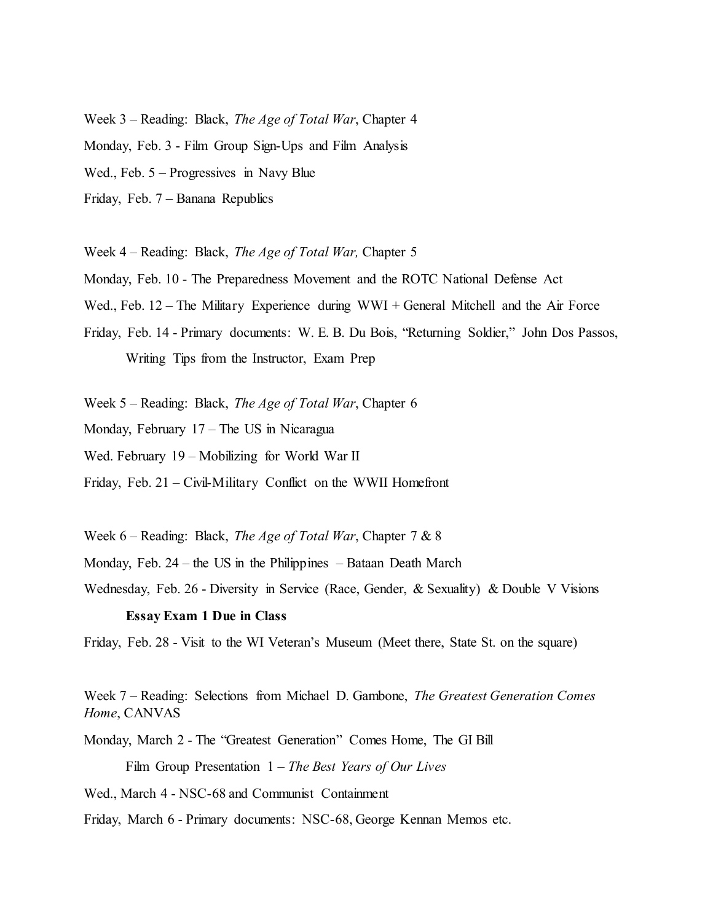Week 3 – Reading: Black, *The Age of Total War*, Chapter 4

Monday, Feb. 3 - Film Group Sign-Ups and Film Analysis

Wed., Feb. 5 – Progressives in Navy Blue

Friday, Feb. 7 – Banana Republics

Week 4 – Reading: Black, *The Age of Total War,* Chapter 5

Monday, Feb. 10 - The Preparedness Movement and the ROTC National Defense Act

Wed., Feb. 12 – The Military Experience during WWI + General Mitchell and the Air Force

Friday, Feb. 14 - Primary documents: W. E. B. Du Bois, "Returning Soldier," John Dos Passos, Writing Tips from the Instructor, Exam Prep

Week 5 – Reading: Black, *The Age of Total War*, Chapter 6

Monday, February 17 – The US in Nicaragua

Wed. February 19 – Mobilizing for World War II

Friday, Feb. 21 – Civil-Military Conflict on the WWII Homefront

Week 6 – Reading: Black, *The Age of Total War*, Chapter 7 & 8

Monday, Feb. 24 – the US in the Philippines – Bataan Death March

Wednesday, Feb. 26 - Diversity in Service (Race, Gender, & Sexuality) & Double V Visions

**Essay Exam 1 Due in Class**

Friday, Feb. 28 - Visit to the WI Veteran's Museum (Meet there, State St. on the square)

Week 7 – Reading: Selections from Michael D. Gambone, *The Greatest Generation Comes Home*, CANVAS

Monday, March 2 - The "Greatest Generation" Comes Home, The GI Bill

Film Group Presentation 1 – *The Best Years of Our Lives*

Wed., March 4 - NSC-68 and Communist Containment

Friday, March 6 - Primary documents: NSC-68, George Kennan Memos etc.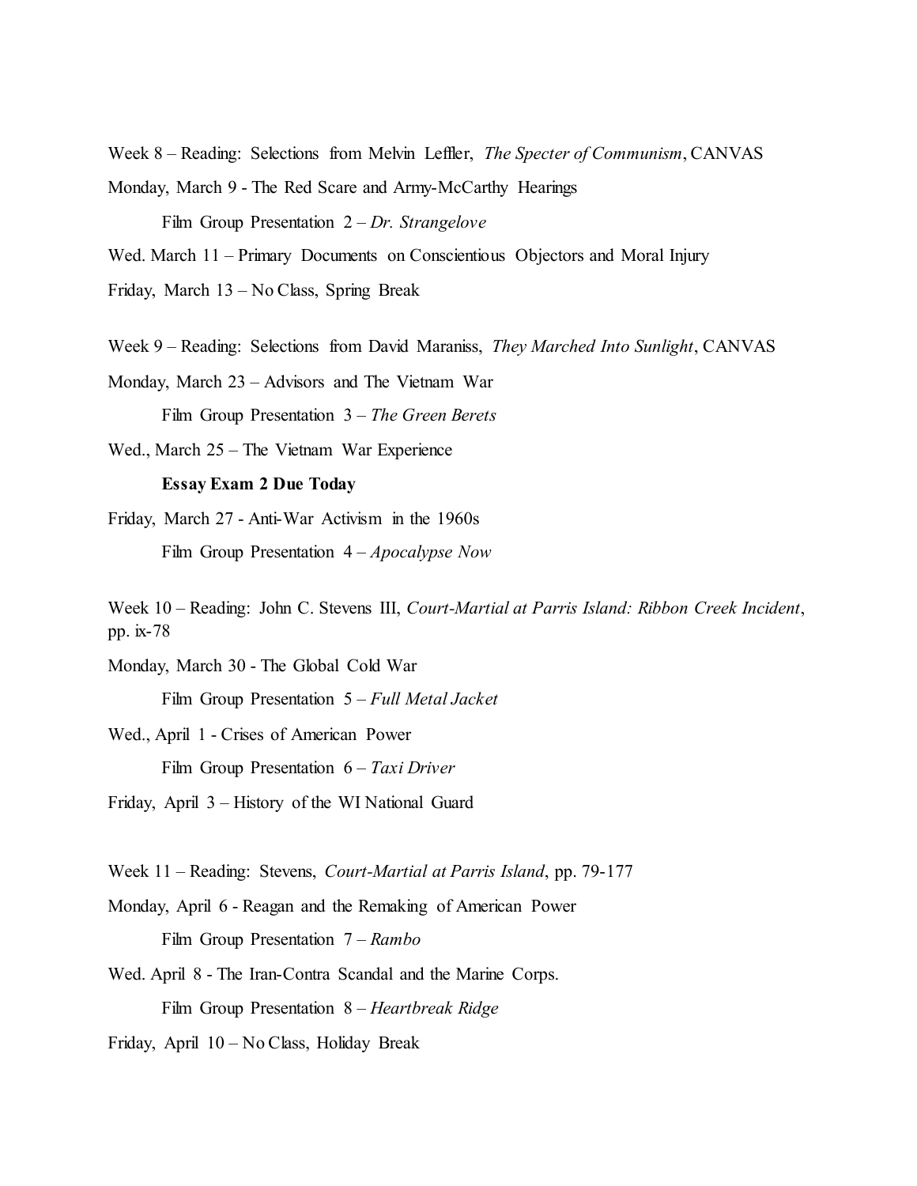Week 8 – Reading: Selections from Melvin Leffler, *The Specter of Communism*, CANVAS

Monday, March 9 - The Red Scare and Army-McCarthy Hearings

Film Group Presentation 2 – *Dr. Strangelove*

Wed. March 11 – Primary Documents on Conscientious Objectors and Moral Injury

Friday, March 13 – No Class, Spring Break

Week 9 – Reading: Selections from David Maraniss, *They Marched Into Sunlight*, CANVAS

Monday, March 23 – Advisors and The Vietnam War

Film Group Presentation 3 – *The Green Berets*

Wed., March 25 – The Vietnam War Experience

**Essay Exam 2 Due Today**

Friday, March 27 - Anti-War Activism in the 1960s

Film Group Presentation 4 – *Apocalypse Now*

Week 10 – Reading: John C. Stevens III, *Court-Martial at Parris Island: Ribbon Creek Incident*, pp. ix-78

Monday, March 30 - The Global Cold War

Film Group Presentation 5 – *Full Metal Jacket*

Wed., April 1 - Crises of American Power

Film Group Presentation 6 – *Taxi Driver*

Friday, April 3 – History of the WI National Guard

Week 11 – Reading: Stevens, *Court-Martial at Parris Island*, pp. 79-177

Monday, April 6 - Reagan and the Remaking of American Power

Film Group Presentation 7 – *Rambo*

Wed. April 8 - The Iran-Contra Scandal and the Marine Corps.

Film Group Presentation 8 – *Heartbreak Ridge*

Friday, April 10 – No Class, Holiday Break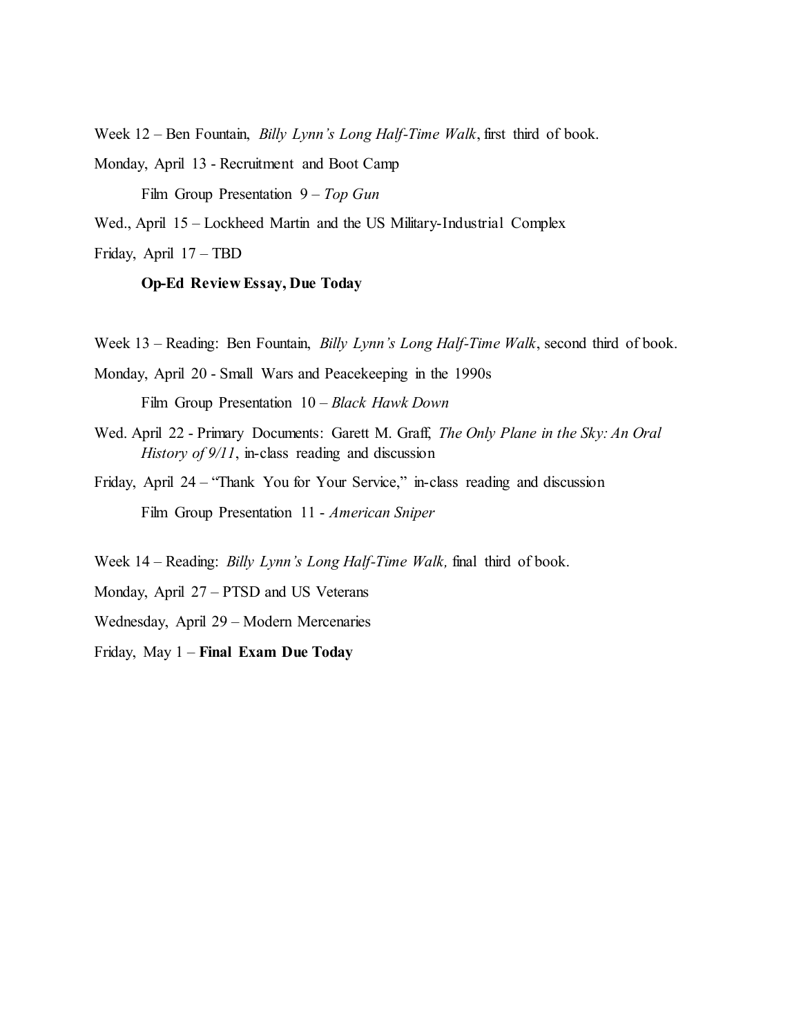Week 12 – Ben Fountain, *Billy Lynn's Long Half-Time Walk*, first third of book.

Monday, April 13 - Recruitment and Boot Camp

Film Group Presentation 9 – *Top Gun*

Wed., April 15 – Lockheed Martin and the US Military-Industrial Complex

Friday, April 17 – TBD

**Op-Ed Review Essay, Due Today**

Week 13 – Reading: Ben Fountain, *Billy Lynn's Long Half-Time Walk*, second third of book.

Monday, April 20 - Small Wars and Peacekeeping in the 1990s

Film Group Presentation 10 – *Black Hawk Down*

Wed. April 22 - Primary Documents: Garett M. Graff, *The Only Plane in the Sky: An Oral History of 9/11*, in-class reading and discussion

Friday, April 24 – "Thank You for Your Service," in-class reading and discussion

Film Group Presentation 11 - *American Sniper*

Week 14 – Reading: *Billy Lynn's Long Half-Time Walk,* final third of book.

Monday, April 27 – PTSD and US Veterans

Wednesday, April 29 – Modern Mercenaries

Friday, May 1 – **Final Exam Due Today**